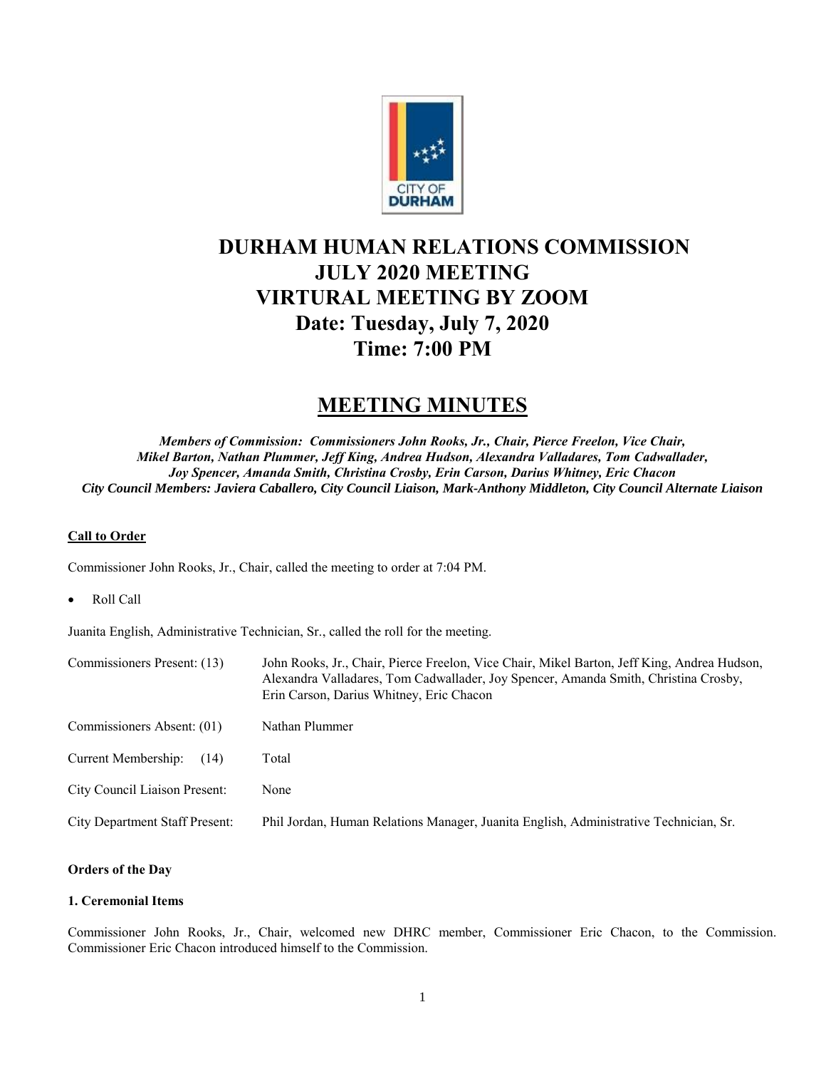# DURHAM HUMAN RELATIONS COMMISSION
# JULY 2020 MEETING
# VIRTURAL MEETING BY ZOOM
# Date: Tuesday, July 7, 2020
# Time: 7:00 PM

## MEETING MINUTES

***Members of Commission: Commissioners John Rooks, Jr., Chair, Pierce Freelon, Vice Chair, Mikel Barton, Nathan Plummer, Jeff King, Andrea Hudson, Alexandra Valladares, Tom Cadwallader, Joy Spencer, Amanda Smith, Christina Crosby, Erin Carson, Darius Whitney, Eric Chacon***
***City Council Members: Javiera Caballero, City Council Liaison, Mark-Anthony Middleton, City Council Alternate Liaison***

**Call to Order**

Commissioner John Rooks, Jr., Chair, called the meeting to order at 7:04 PM.

- Roll Call

Juanita English, Administrative Technician, Sr., called the roll for the meeting.

| | |
|---|---|
| Commissioners Present: (13) | John Rooks, Jr., Chair, Pierce Freelon, Vice Chair, Mikel Barton, Jeff King, Andrea Hudson, Alexandra Valladares, Tom Cadwallader, Joy Spencer, Amanda Smith, Christina Crosby, Erin Carson, Darius Whitney, Eric Chacon |
| Commissioners Absent: (01) | Nathan Plummer |
| Current Membership: (14) | Total |
| City Council Liaison Present: | None |
| City Department Staff Present: | Phil Jordan, Human Relations Manager, Juanita English, Administrative Technician, Sr. |

**Orders of the Day**

**1. Ceremonial Items**

Commissioner John Rooks, Jr., Chair, welcomed new DHRC member, Commissioner Eric Chacon, to the Commission. Commissioner Eric Chacon introduced himself to the Commission.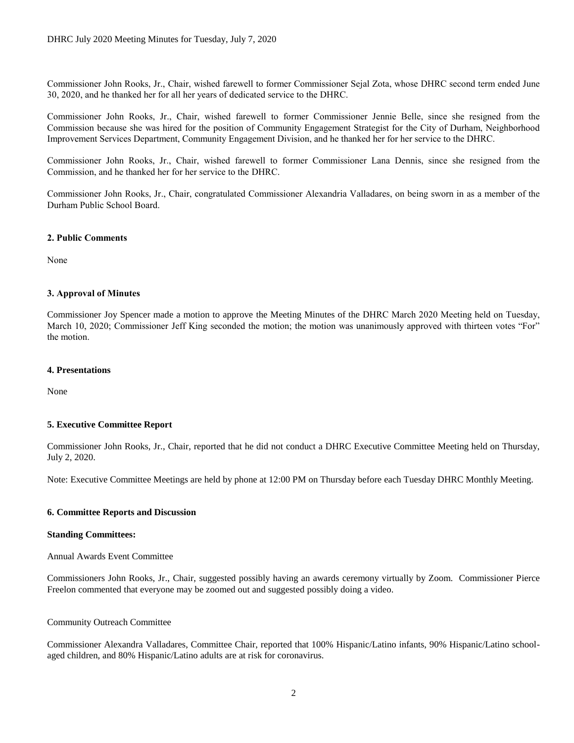Commissioner John Rooks, Jr., Chair, wished farewell to former Commissioner Sejal Zota, whose DHRC second term ended June 30, 2020, and he thanked her for all her years of dedicated service to the DHRC.

Commissioner John Rooks, Jr., Chair, wished farewell to former Commissioner Jennie Belle, since she resigned from the Commission because she was hired for the position of Community Engagement Strategist for the City of Durham, Neighborhood Improvement Services Department, Community Engagement Division, and he thanked her for her service to the DHRC.

Commissioner John Rooks, Jr., Chair, wished farewell to former Commissioner Lana Dennis, since she resigned from the Commission, and he thanked her for her service to the DHRC.

Commissioner John Rooks, Jr., Chair, congratulated Commissioner Alexandria Valladares, on being sworn in as a member of the Durham Public School Board.

**2. Public Comments**

None

**3. Approval of Minutes**

Commissioner Joy Spencer made a motion to approve the Meeting Minutes of the DHRC March 2020 Meeting held on Tuesday, March 10, 2020; Commissioner Jeff King seconded the motion; the motion was unanimously approved with thirteen votes "For" the motion.

**4. Presentations**

None

**5. Executive Committee Report**

Commissioner John Rooks, Jr., Chair, reported that he did not conduct a DHRC Executive Committee Meeting held on Thursday, July 2, 2020.

Note: Executive Committee Meetings are held by phone at 12:00 PM on Thursday before each Tuesday DHRC Monthly Meeting.

**6. Committee Reports and Discussion**

**Standing Committees:**

Annual Awards Event Committee

Commissioners John Rooks, Jr., Chair, suggested possibly having an awards ceremony virtually by Zoom. Commissioner Pierce Freelon commented that everyone may be zoomed out and suggested possibly doing a video.

Community Outreach Committee

Commissioner Alexandra Valladares, Committee Chair, reported that 100% Hispanic/Latino infants, 90% Hispanic/Latino school-aged children, and 80% Hispanic/Latino adults are at risk for coronavirus.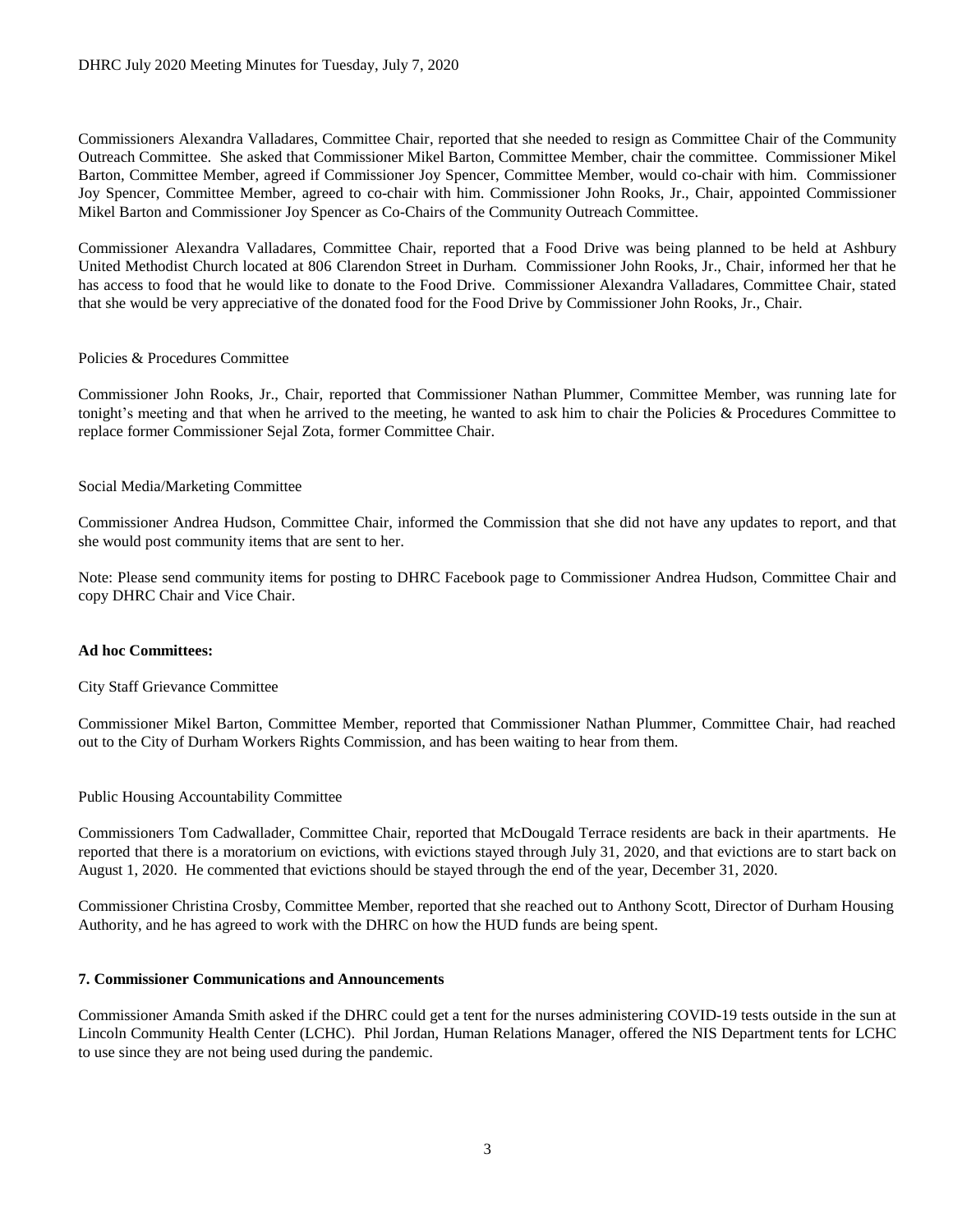Commissioners Alexandra Valladares, Committee Chair, reported that she needed to resign as Committee Chair of the Community Outreach Committee. She asked that Commissioner Mikel Barton, Committee Member, chair the committee. Commissioner Mikel Barton, Committee Member, agreed if Commissioner Joy Spencer, Committee Member, would co-chair with him. Commissioner Joy Spencer, Committee Member, agreed to co-chair with him. Commissioner John Rooks, Jr., Chair, appointed Commissioner Mikel Barton and Commissioner Joy Spencer as Co-Chairs of the Community Outreach Committee.

Commissioner Alexandra Valladares, Committee Chair, reported that a Food Drive was being planned to be held at Ashbury United Methodist Church located at 806 Clarendon Street in Durham. Commissioner John Rooks, Jr., Chair, informed her that he has access to food that he would like to donate to the Food Drive. Commissioner Alexandra Valladares, Committee Chair, stated that she would be very appreciative of the donated food for the Food Drive by Commissioner John Rooks, Jr., Chair.

Policies & Procedures Committee

Commissioner John Rooks, Jr., Chair, reported that Commissioner Nathan Plummer, Committee Member, was running late for tonight's meeting and that when he arrived to the meeting, he wanted to ask him to chair the Policies & Procedures Committee to replace former Commissioner Sejal Zota, former Committee Chair.

Social Media/Marketing Committee

Commissioner Andrea Hudson, Committee Chair, informed the Commission that she did not have any updates to report, and that she would post community items that are sent to her.

Note: Please send community items for posting to DHRC Facebook page to Commissioner Andrea Hudson, Committee Chair and copy DHRC Chair and Vice Chair.

**Ad hoc Committees:**

City Staff Grievance Committee

Commissioner Mikel Barton, Committee Member, reported that Commissioner Nathan Plummer, Committee Chair, had reached out to the City of Durham Workers Rights Commission, and has been waiting to hear from them.

Public Housing Accountability Committee

Commissioners Tom Cadwallader, Committee Chair, reported that McDougald Terrace residents are back in their apartments. He reported that there is a moratorium on evictions, with evictions stayed through July 31, 2020, and that evictions are to start back on August 1, 2020. He commented that evictions should be stayed through the end of the year, December 31, 2020.

Commissioner Christina Crosby, Committee Member, reported that she reached out to Anthony Scott, Director of Durham Housing Authority, and he has agreed to work with the DHRC on how the HUD funds are being spent.

**7. Commissioner Communications and Announcements**

Commissioner Amanda Smith asked if the DHRC could get a tent for the nurses administering COVID-19 tests outside in the sun at Lincoln Community Health Center (LCHC). Phil Jordan, Human Relations Manager, offered the NIS Department tents for LCHC to use since they are not being used during the pandemic.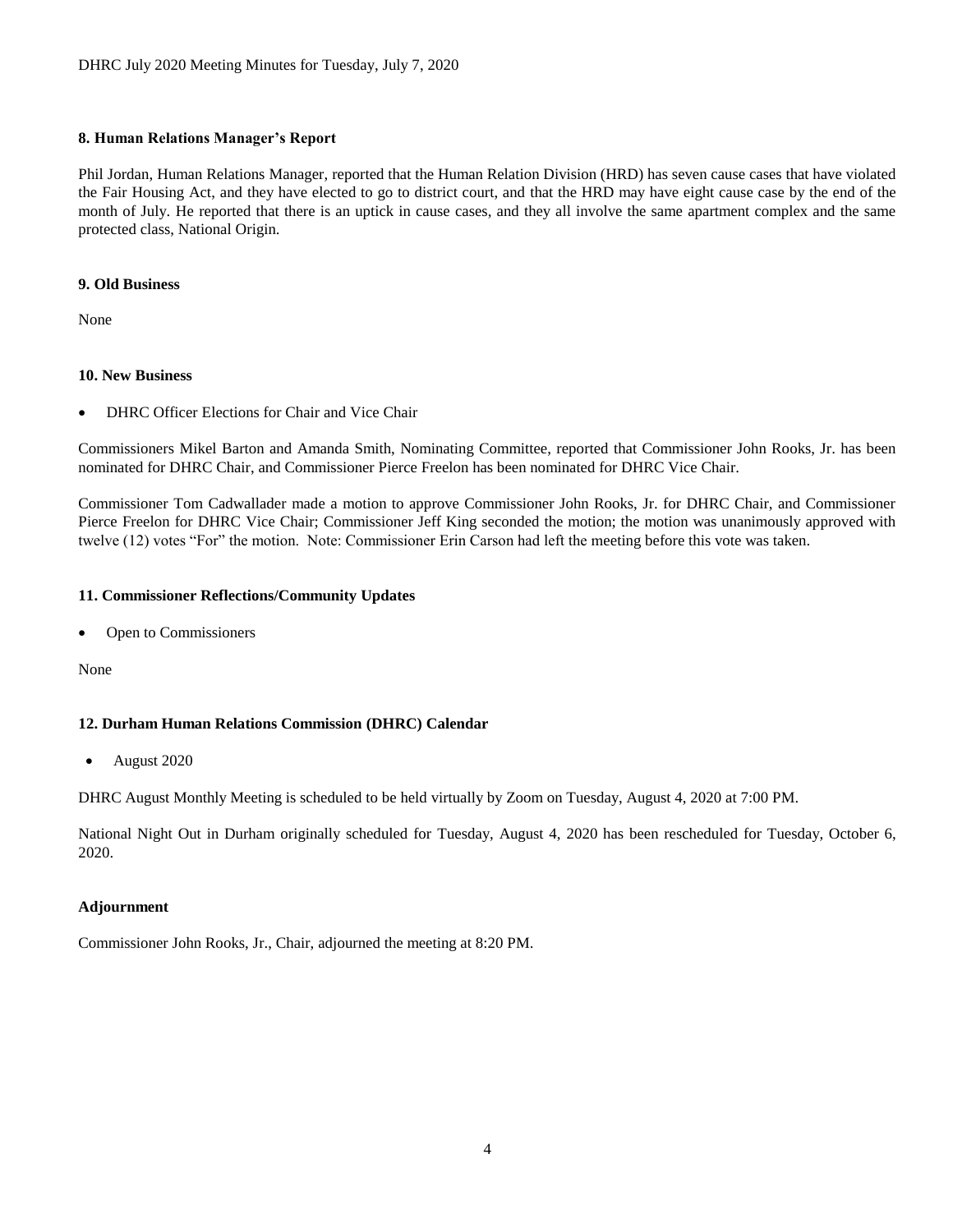### 8. Human Relations Manager's Report

Phil Jordan, Human Relations Manager, reported that the Human Relation Division (HRD) has seven cause cases that have violated the Fair Housing Act, and they have elected to go to district court, and that the HRD may have eight cause case by the end of the month of July. He reported that there is an uptick in cause cases, and they all involve the same apartment complex and the same protected class, National Origin.

### 9. Old Business

None

### 10. New Business

- DHRC Officer Elections for Chair and Vice Chair

Commissioners Mikel Barton and Amanda Smith, Nominating Committee, reported that Commissioner John Rooks, Jr. has been nominated for DHRC Chair, and Commissioner Pierce Freelon has been nominated for DHRC Vice Chair.

Commissioner Tom Cadwallader made a motion to approve Commissioner John Rooks, Jr. for DHRC Chair, and Commissioner Pierce Freelon for DHRC Vice Chair; Commissioner Jeff King seconded the motion; the motion was unanimously approved with twelve (12) votes "For" the motion. Note: Commissioner Erin Carson had left the meeting before this vote was taken.

### 11. Commissioner Reflections/Community Updates

- Open to Commissioners

None

### 12. Durham Human Relations Commission (DHRC) Calendar

- August 2020

DHRC August Monthly Meeting is scheduled to be held virtually by Zoom on Tuesday, August 4, 2020 at 7:00 PM.

National Night Out in Durham originally scheduled for Tuesday, August 4, 2020 has been rescheduled for Tuesday, October 6, 2020.

### Adjournment

Commissioner John Rooks, Jr., Chair, adjourned the meeting at 8:20 PM.